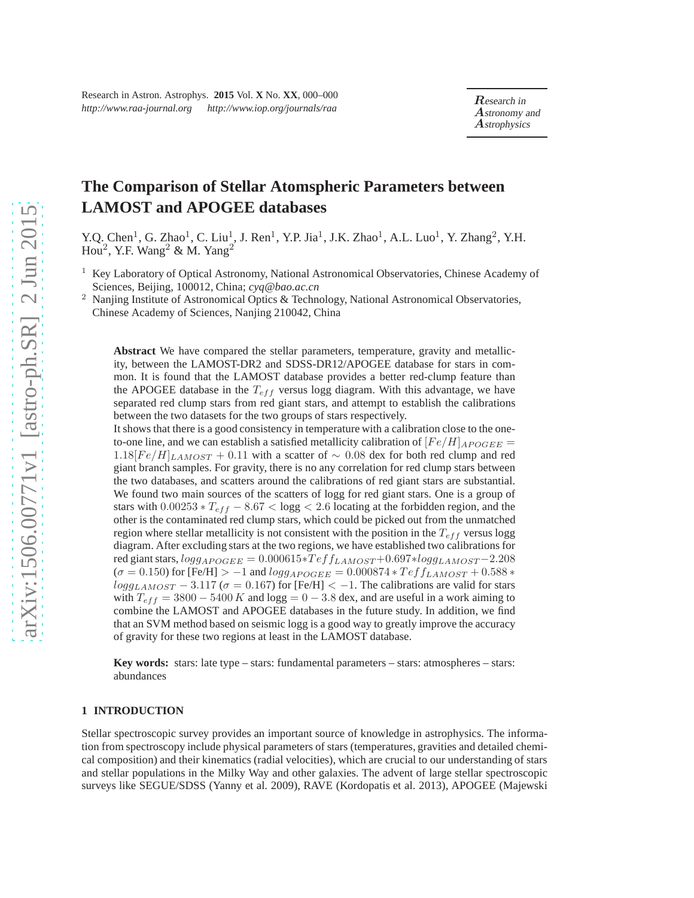# The Comparison of Stellar Atomspheric Parameters between LAMOST and APOGEE databases

Y.Q. Chen[1], G. Zhao[1], C. Liu[1], J. Ren[1], Y.P. Jia[1], J.K. Zhao[1], A.L. Luo[1], Y. Zhang[2], Y.H. Hou[2], Y.F. Wang[2] & M. Yang[2]

[1] Key Laboratory of Optical Astronomy, National Astronomical Observatories, Chinese Academy of Sciences, Beijing, 100012, China; *cyq@bao.ac.cn*

[2] Nanjing Institute of Astronomical Optics & Technology, National Astronomical Observatories, Chinese Academy of Sciences, Nanjing 210042, China

**Abstract** We have compared the stellar parameters, temperature, gravity and metallicity, between the LAMOST-DR2 and SDSS-DR12/APOGEE database for stars in common. It is found that the LAMOST database provides a better red-clump feature than the APOGEE database in the $T_{eff}$ versus logg diagram. With this advantage, we have separated red clump stars from red giant stars, and attempt to establish the calibrations between the two datasets for the two groups of stars respectively.

It shows that there is a good consistency in temperature with a calibration close to the one-to-one line, and we can establish a satisfied metallicity calibration of $[Fe/H]_{APOGEE} = 1.18[Fe/H]_{LAMOST} + 0.11$ with a scatter of $\sim 0.08$ dex for both red clump and red giant branch samples. For gravity, there is no any correlation for red clump stars between the two databases, and scatters around the calibrations of red giant stars are substantial. We found two main sources of the scatters of logg for red giant stars. One is a group of stars with $0.00253 * T_{eff} - 8.67 <$ logg $< 2.6$ locating at the forbidden region, and the other is the contaminated red clump stars, which could be picked out from the unmatched region where stellar metallicity is not consistent with the position in the $T_{eff}$ versus logg diagram. After excluding stars at the two regions, we have established two calibrations for red giant stars, $logg_{APOGEE} = 0.000615 * Teff_{LAMOST} + 0.697 * logg_{LAMOST} - 2.208$ ($\sigma = 0.150$) for [Fe/H] $> -1$ and $logg_{APOGEE} = 0.000874 * Teff_{LAMOST} + 0.588 * logg_{LAMOST} - 3.117$ ($\sigma = 0.167$) for [Fe/H] $< -1$. The calibrations are valid for stars with $T_{eff} = 3800 - 5400\,K$ and logg $= 0 - 3.8$ dex, and are useful in a work aiming to combine the LAMOST and APOGEE databases in the future study. In addition, we find that an SVM method based on seismic logg is a good way to greatly improve the accuracy of gravity for these two regions at least in the LAMOST database.

**Key words:** stars: late type – stars: fundamental parameters – stars: atmospheres – stars: abundances

## 1 INTRODUCTION

Stellar spectroscopic survey provides an important source of knowledge in astrophysics. The information from spectroscopy include physical parameters of stars (temperatures, gravities and detailed chemical composition) and their kinematics (radial velocities), which are crucial to our understanding of stars and stellar populations in the Milky Way and other galaxies. The advent of large stellar spectroscopic surveys like SEGUE/SDSS (Yanny et al. 2009), RAVE (Kordopatis et al. 2013), APOGEE (Majewski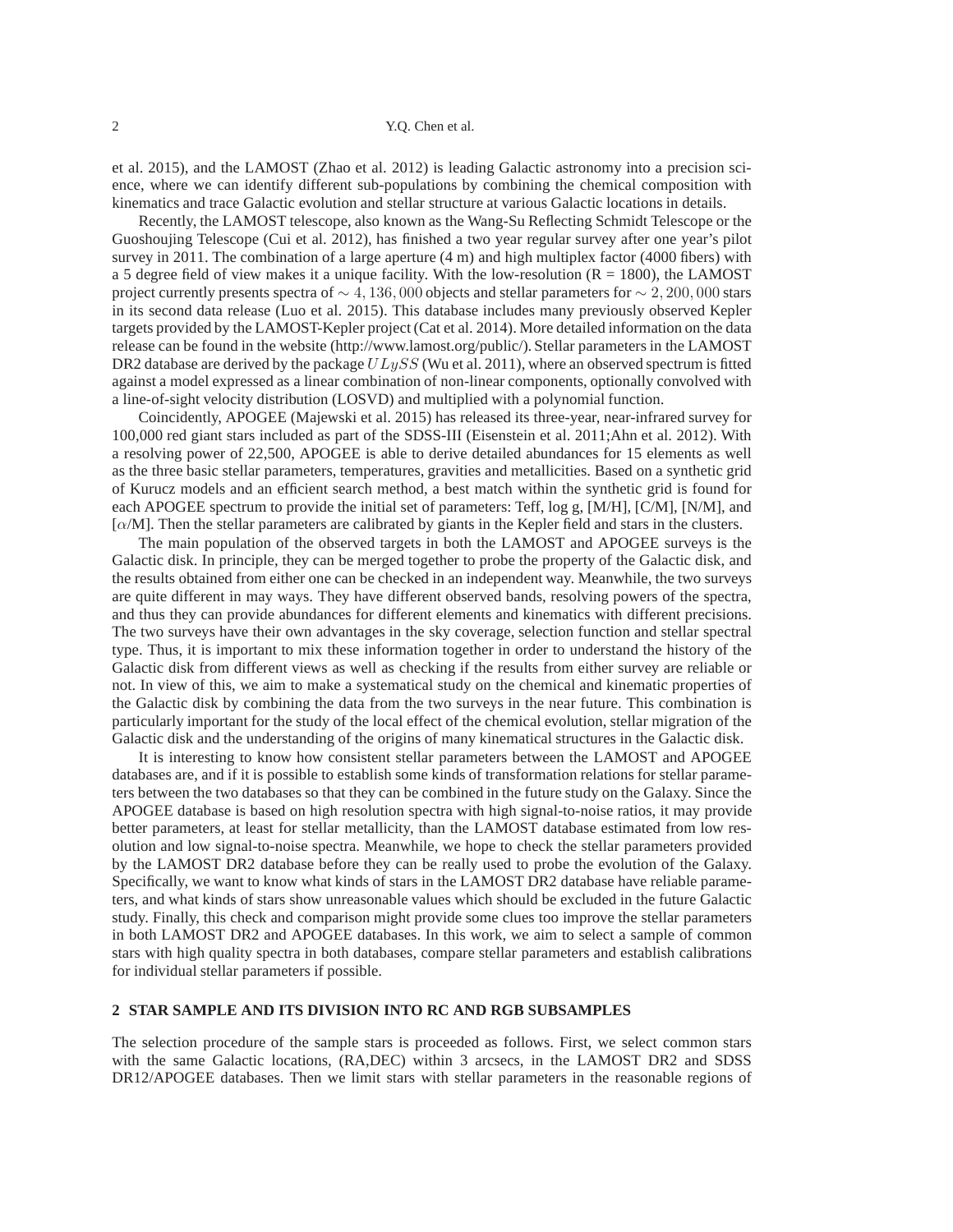et al. 2015), and the LAMOST (Zhao et al. 2012) is leading Galactic astronomy into a precision science, where we can identify different sub-populations by combining the chemical composition with kinematics and trace Galactic evolution and stellar structure at various Galactic locations in details.

Recently, the LAMOST telescope, also known as the Wang-Su Reflecting Schmidt Telescope or the Guoshoujing Telescope (Cui et al. 2012), has finished a two year regular survey after one year's pilot survey in 2011. The combination of a large aperture (4 m) and high multiplex factor (4000 fibers) with a 5 degree field of view makes it a unique facility. With the low-resolution (R = 1800), the LAMOST project currently presents spectra of $\sim 4,136,000$ objects and stellar parameters for $\sim 2,200,000$ stars in its second data release (Luo et al. 2015). This database includes many previously observed Kepler targets provided by the LAMOST-Kepler project (Cat et al. 2014). More detailed information on the data release can be found in the website (http://www.lamost.org/public/). Stellar parameters in the LAMOST DR2 database are derived by the package $ULySS$ (Wu et al. 2011), where an observed spectrum is fitted against a model expressed as a linear combination of non-linear components, optionally convolved with a line-of-sight velocity distribution (LOSVD) and multiplied with a polynomial function.

Coincidently, APOGEE (Majewski et al. 2015) has released its three-year, near-infrared survey for 100,000 red giant stars included as part of the SDSS-III (Eisenstein et al. 2011;Ahn et al. 2012). With a resolving power of 22,500, APOGEE is able to derive detailed abundances for 15 elements as well as the three basic stellar parameters, temperatures, gravities and metallicities. Based on a synthetic grid of Kurucz models and an efficient search method, a best match within the synthetic grid is found for each APOGEE spectrum to provide the initial set of parameters: Teff, log g, [M/H], [C/M], [N/M], and [$\alpha$/M]. Then the stellar parameters are calibrated by giants in the Kepler field and stars in the clusters.

The main population of the observed targets in both the LAMOST and APOGEE surveys is the Galactic disk. In principle, they can be merged together to probe the property of the Galactic disk, and the results obtained from either one can be checked in an independent way. Meanwhile, the two surveys are quite different in may ways. They have different observed bands, resolving powers of the spectra, and thus they can provide abundances for different elements and kinematics with different precisions. The two surveys have their own advantages in the sky coverage, selection function and stellar spectral type. Thus, it is important to mix these information together in order to understand the history of the Galactic disk from different views as well as checking if the results from either survey are reliable or not. In view of this, we aim to make a systematical study on the chemical and kinematic properties of the Galactic disk by combining the data from the two surveys in the near future. This combination is particularly important for the study of the local effect of the chemical evolution, stellar migration of the Galactic disk and the understanding of the origins of many kinematical structures in the Galactic disk.

It is interesting to know how consistent stellar parameters between the LAMOST and APOGEE databases are, and if it is possible to establish some kinds of transformation relations for stellar parameters between the two databases so that they can be combined in the future study on the Galaxy. Since the APOGEE database is based on high resolution spectra with high signal-to-noise ratios, it may provide better parameters, at least for stellar metallicity, than the LAMOST database estimated from low resolution and low signal-to-noise spectra. Meanwhile, we hope to check the stellar parameters provided by the LAMOST DR2 database before they can be really used to probe the evolution of the Galaxy. Specifically, we want to know what kinds of stars in the LAMOST DR2 database have reliable parameters, and what kinds of stars show unreasonable values which should be excluded in the future Galactic study. Finally, this check and comparison might provide some clues too improve the stellar parameters in both LAMOST DR2 and APOGEE databases. In this work, we aim to select a sample of common stars with high quality spectra in both databases, compare stellar parameters and establish calibrations for individual stellar parameters if possible.

## 2 STAR SAMPLE AND ITS DIVISION INTO RC AND RGB SUBSAMPLES

The selection procedure of the sample stars is proceeded as follows. First, we select common stars with the same Galactic locations, (RA,DEC) within 3 arcsecs, in the LAMOST DR2 and SDSS DR12/APOGEE databases. Then we limit stars with stellar parameters in the reasonable regions of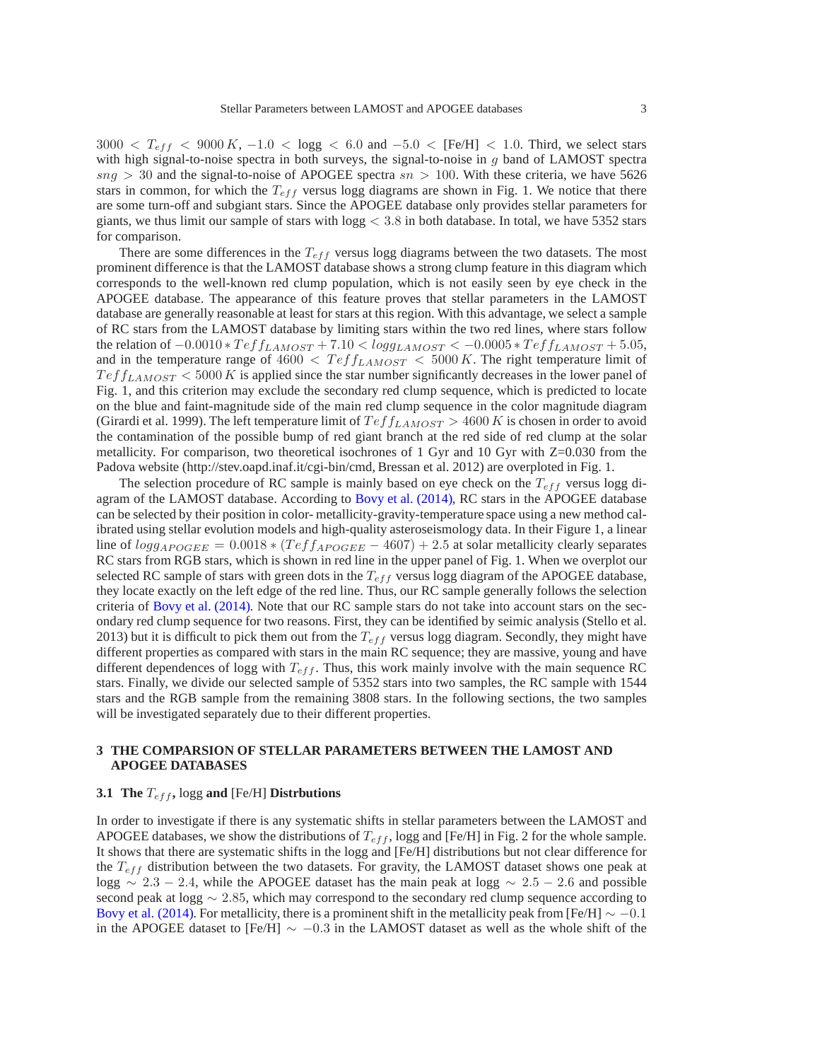$3000 < T_{eff} < 9000\,K$, $-1.0 <$ logg $< 6.0$ and $-5.0 <$ [Fe/H] $< 1.0$. Third, we select stars with high signal-to-noise spectra in both surveys, the signal-to-noise in $g$ band of LAMOST spectra $sng > 30$ and the signal-to-noise of APOGEE spectra $sn > 100$. With these criteria, we have 5626 stars in common, for which the $T_{eff}$ versus logg diagrams are shown in Fig. 1. We notice that there are some turn-off and subgiant stars. Since the APOGEE database only provides stellar parameters for giants, we thus limit our sample of stars with logg $< 3.8$ in both database. In total, we have 5352 stars for comparison.

There are some differences in the $T_{eff}$ versus logg diagrams between the two datasets. The most prominent difference is that the LAMOST database shows a strong clump feature in this diagram which corresponds to the well-known red clump population, which is not easily seen by eye check in the APOGEE database. The appearance of this feature proves that stellar parameters in the LAMOST database are generally reasonable at least for stars at this region. With this advantage, we select a sample of RC stars from the LAMOST database by limiting stars within the two red lines, where stars follow the relation of $-0.0010 * Teff_{LAMOST} + 7.10 < logg_{LAMOST} < -0.0005 * Teff_{LAMOST} + 5.05$, and in the temperature range of $4600 < Teff_{LAMOST} < 5000\,K$. The right temperature limit of $Teff_{LAMOST} < 5000\,K$ is applied since the star number significantly decreases in the lower panel of Fig. 1, and this criterion may exclude the secondary red clump sequence, which is predicted to locate on the blue and faint-magnitude side of the main red clump sequence in the color magnitude diagram (Girardi et al. 1999). The left temperature limit of $Teff_{LAMOST} > 4600\,K$ is chosen in order to avoid the contamination of the possible bump of red giant branch at the red side of red clump at the solar metallicity. For comparison, two theoretical isochrones of 1 Gyr and 10 Gyr with Z=0.030 from the Padova website (http://stev.oapd.inaf.it/cgi-bin/cmd, Bressan et al. 2012) are overploted in Fig. 1.

The selection procedure of RC sample is mainly based on eye check on the $T_{eff}$ versus logg diagram of the LAMOST database. According to Bovy et al. (2014), RC stars in the APOGEE database can be selected by their position in color- metallicity-gravity-temperature space using a new method calibrated using stellar evolution models and high-quality asteroseismology data. In their Figure 1, a linear line of $logg_{APOGEE} = 0.0018 * (Teff_{APOGEE} - 4607) + 2.5$ at solar metallicity clearly separates RC stars from RGB stars, which is shown in red line in the upper panel of Fig. 1. When we overplot our selected RC sample of stars with green dots in the $T_{eff}$ versus logg diagram of the APOGEE database, they locate exactly on the left edge of the red line. Thus, our RC sample generally follows the selection criteria of Bovy et al. (2014). Note that our RC sample stars do not take into account stars on the secondary red clump sequence for two reasons. First, they can be identified by seimic analysis (Stello et al. 2013) but it is difficult to pick them out from the $T_{eff}$ versus logg diagram. Secondly, they might have different properties as compared with stars in the main RC sequence; they are massive, young and have different dependences of logg with $T_{eff}$. Thus, this work mainly involve with the main sequence RC stars. Finally, we divide our selected sample of 5352 stars into two samples, the RC sample with 1544 stars and the RGB sample from the remaining 3808 stars. In the following sections, the two samples will be investigated separately due to their different properties.

## 3 THE COMPARSION OF STELLAR PARAMETERS BETWEEN THE LAMOST AND APOGEE DATABASES

### 3.1 The $T_{eff}$, logg and [Fe/H] Distrbutions

In order to investigate if there is any systematic shifts in stellar parameters between the LAMOST and APOGEE databases, we show the distributions of $T_{eff}$, logg and [Fe/H] in Fig. 2 for the whole sample. It shows that there are systematic shifts in the logg and [Fe/H] distributions but not clear difference for the $T_{eff}$ distribution between the two datasets. For gravity, the LAMOST dataset shows one peak at logg $\sim 2.3 - 2.4$, while the APOGEE dataset has the main peak at logg $\sim 2.5 - 2.6$ and possible second peak at logg $\sim 2.85$, which may correspond to the secondary red clump sequence according to Bovy et al. (2014). For metallicity, there is a prominent shift in the metallicity peak from [Fe/H] $\sim -0.1$ in the APOGEE dataset to [Fe/H] $\sim -0.3$ in the LAMOST dataset as well as the whole shift of the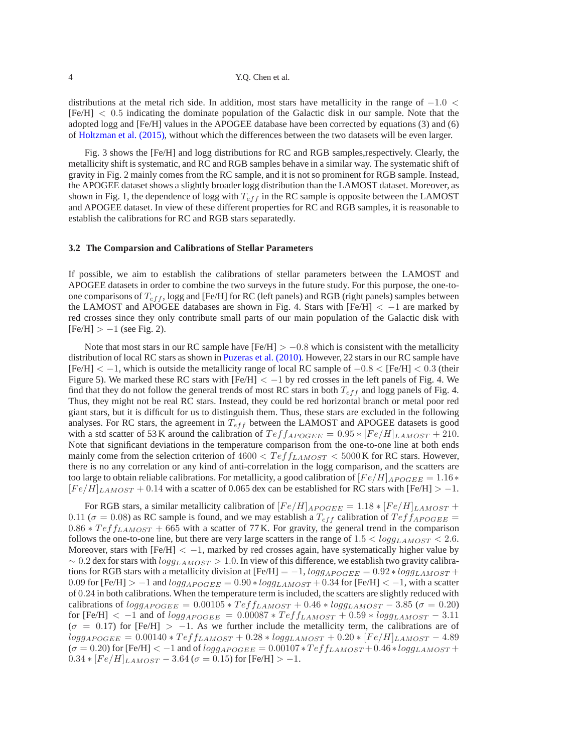distributions at the metal rich side. In addition, most stars have metallicity in the range of $-1.0 <$ [Fe/H] $< 0.5$ indicating the dominate population of the Galactic disk in our sample. Note that the adopted logg and [Fe/H] values in the APOGEE database have been corrected by equations (3) and (6) of Holtzman et al. (2015), without which the differences between the two datasets will be even larger.

Fig. 3 shows the [Fe/H] and logg distributions for RC and RGB samples,respectively. Clearly, the metallicity shift is systematic, and RC and RGB samples behave in a similar way. The systematic shift of gravity in Fig. 2 mainly comes from the RC sample, and it is not so prominent for RGB sample. Instead, the APOGEE dataset shows a slightly broader logg distribution than the LAMOST dataset. Moreover, as shown in Fig. 1, the dependence of logg with $T_{eff}$ in the RC sample is opposite between the LAMOST and APOGEE dataset. In view of these different properties for RC and RGB samples, it is reasonable to establish the calibrations for RC and RGB stars separatedly.

### 3.2 The Comparsion and Calibrations of Stellar Parameters

If possible, we aim to establish the calibrations of stellar parameters between the LAMOST and APOGEE datasets in order to combine the two surveys in the future study. For this purpose, the one-to-one comparisons of $T_{eff}$, logg and [Fe/H] for RC (left panels) and RGB (right panels) samples between the LAMOST and APOGEE databases are shown in Fig. 4. Stars with [Fe/H] $< -1$ are marked by red crosses since they only contribute small parts of our main population of the Galactic disk with [Fe/H] $> -1$ (see Fig. 2).

Note that most stars in our RC sample have [Fe/H] $> -0.8$ which is consistent with the metallicity distribution of local RC stars as shown in Puzeras et al. (2010). However, 22 stars in our RC sample have [Fe/H] $< -1$, which is outside the metallicity range of local RC sample of $-0.8 <$ [Fe/H] $< 0.3$ (their Figure 5). We marked these RC stars with [Fe/H] $< -1$ by red crosses in the left panels of Fig. 4. We find that they do not follow the general trends of most RC stars in both $T_{eff}$ and logg panels of Fig. 4. Thus, they might not be real RC stars. Instead, they could be red horizontal branch or metal poor red giant stars, but it is difficult for us to distinguish them. Thus, these stars are excluded in the following analyses. For RC stars, the agreement in $T_{eff}$ between the LAMOST and APOGEE datasets is good with a std scatter of 53 K around the calibration of $Teff_{APOGEE} = 0.95 * [Fe/H]_{LAMOST} + 210$. Note that significant deviations in the temperature comparison from the one-to-one line at both ends mainly come from the selection criterion of $4600 < Teff_{LAMOST} < 5000$ K for RC stars. However, there is no any correlation or any kind of anti-correlation in the logg comparison, and the scatters are too large to obtain reliable calibrations. For metallicity, a good calibration of $[Fe/H]_{APOGEE} = 1.16 * [Fe/H]_{LAMOST} + 0.14$ with a scatter of 0.065 dex can be established for RC stars with [Fe/H] $> -1$.

For RGB stars, a similar metallicity calibration of $[Fe/H]_{APOGEE} = 1.18 * [Fe/H]_{LAMOST} + 0.11$ ($\sigma = 0.08$) as RC sample is found, and we may establish a $T_{eff}$ calibration of $Teff_{APOGEE} = 0.86 * Teff_{LAMOST} + 665$ with a scatter of 77 K. For gravity, the general trend in the comparison follows the one-to-one line, but there are very large scatters in the range of $1.5 < logg_{LAMOST} < 2.6$. Moreover, stars with [Fe/H] $< -1$, marked by red crosses again, have systematically higher value by $\sim 0.2$ dex for stars with $logg_{LAMOST} > 1.0$. In view of this difference, we establish two gravity calibrations for RGB stars with a metallicity division at [Fe/H] $= -1$, $logg_{APOGEE} = 0.92 * logg_{LAMOST} + 0.09$ for [Fe/H] $> -1$ and $logg_{APOGEE} = 0.90 * logg_{LAMOST} + 0.34$ for [Fe/H] $< -1$, with a scatter of $0.24$ in both calibrations. When the temperature term is included, the scatters are slightly reduced with calibrations of $logg_{APOGEE} = 0.00105 * Teff_{LAMOST} + 0.46 * logg_{LAMOST} - 3.85$ ($\sigma = 0.20$) for [Fe/H] $< -1$ and of $logg_{APOGEE} = 0.00087 * Teff_{LAMOST} + 0.59 * logg_{LAMOST} - 3.11$ ($\sigma = 0.17$) for [Fe/H] $> -1$. As we further include the metallicity term, the calibrations are of $logg_{APOGEE} = 0.00140 * Teff_{LAMOST} + 0.28 * logg_{LAMOST} + 0.20 * [Fe/H]_{LAMOST} - 4.89$ ($\sigma = 0.20$) for [Fe/H] $< -1$ and of $logg_{APOGEE} = 0.00107 * Teff_{LAMOST} + 0.46 * logg_{LAMOST} + 0.34 * [Fe/H]_{LAMOST} - 3.64$ ($\sigma = 0.15$) for [Fe/H] $> -1$.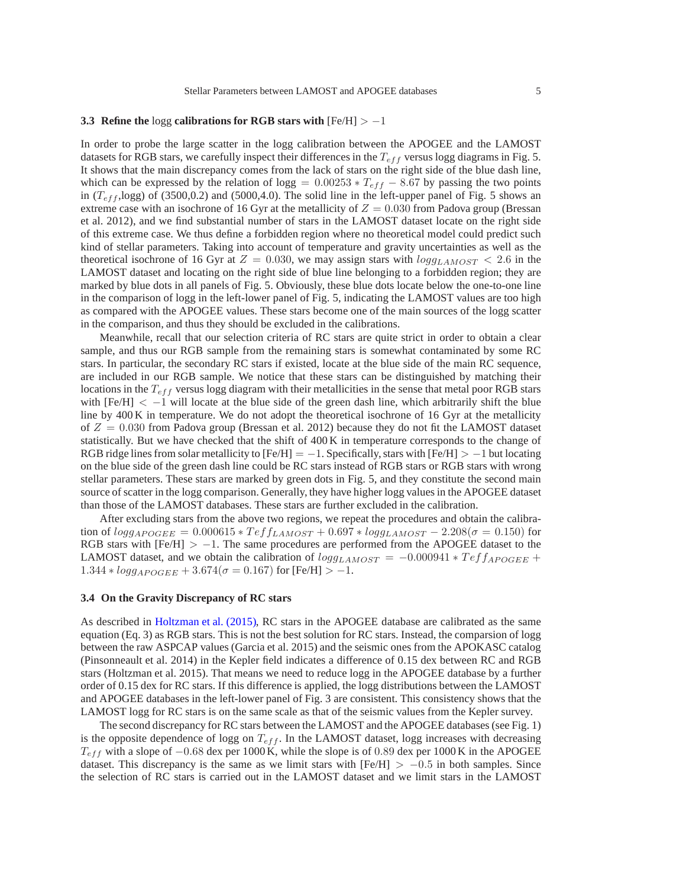### 3.3 Refine the logg calibrations for RGB stars with [Fe/H] $> -1$

In order to probe the large scatter in the logg calibration between the APOGEE and the LAMOST datasets for RGB stars, we carefully inspect their differences in the $T_{eff}$ versus logg diagrams in Fig. 5. It shows that the main discrepancy comes from the lack of stars on the right side of the blue dash line, which can be expressed by the relation of logg $= 0.00253 * T_{eff} - 8.67$ by passing the two points in ($T_{eff}$,logg) of (3500,0.2) and (5000,4.0). The solid line in the left-upper panel of Fig. 5 shows an extreme case with an isochrone of 16 Gyr at the metallicity of $Z = 0.030$ from Padova group (Bressan et al. 2012), and we find substantial number of stars in the LAMOST dataset locate on the right side of this extreme case. We thus define a forbidden region where no theoretical model could predict such kind of stellar parameters. Taking into account of temperature and gravity uncertainties as well as the theoretical isochrone of 16 Gyr at $Z = 0.030$, we may assign stars with $logg_{LAMOST} < 2.6$ in the LAMOST dataset and locating on the right side of blue line belonging to a forbidden region; they are marked by blue dots in all panels of Fig. 5. Obviously, these blue dots locate below the one-to-one line in the comparison of logg in the left-lower panel of Fig. 5, indicating the LAMOST values are too high as compared with the APOGEE values. These stars become one of the main sources of the logg scatter in the comparison, and thus they should be excluded in the calibrations.

Meanwhile, recall that our selection criteria of RC stars are quite strict in order to obtain a clear sample, and thus our RGB sample from the remaining stars is somewhat contaminated by some RC stars. In particular, the secondary RC stars if existed, locate at the blue side of the main RC sequence, are included in our RGB sample. We notice that these stars can be distinguished by matching their locations in the $T_{eff}$ versus logg diagram with their metallicities in the sense that metal poor RGB stars with [Fe/H] $< -1$ will locate at the blue side of the green dash line, which arbitrarily shift the blue line by 400 K in temperature. We do not adopt the theoretical isochrone of 16 Gyr at the metallicity of $Z = 0.030$ from Padova group (Bressan et al. 2012) because they do not fit the LAMOST dataset statistically. But we have checked that the shift of 400 K in temperature corresponds to the change of RGB ridge lines from solar metallicity to [Fe/H] $= -1$. Specifically, stars with [Fe/H] $> -1$ but locating on the blue side of the green dash line could be RC stars instead of RGB stars or RGB stars with wrong stellar parameters. These stars are marked by green dots in Fig. 5, and they constitute the second main source of scatter in the logg comparison. Generally, they have higher logg values in the APOGEE dataset than those of the LAMOST databases. These stars are further excluded in the calibration.

After excluding stars from the above two regions, we repeat the procedures and obtain the calibration of $logg_{APOGEE} = 0.000615 * Teff_{LAMOST} + 0.697 * logg_{LAMOST} - 2.208 (\sigma = 0.150)$ for RGB stars with [Fe/H] $> -1$. The same procedures are performed from the APOGEE dataset to the LAMOST dataset, and we obtain the calibration of $logg_{LAMOST} = -0.000941 * Teff_{APOGEE} + 1.344 * logg_{APOGEE} + 3.674 (\sigma = 0.167)$ for [Fe/H] $> -1$.

### 3.4 On the Gravity Discrepancy of RC stars

As described in Holtzman et al. (2015), RC stars in the APOGEE database are calibrated as the same equation (Eq. 3) as RGB stars. This is not the best solution for RC stars. Instead, the comparsion of logg between the raw ASPCAP values (Garcia et al. 2015) and the seismic ones from the APOKASC catalog (Pinsonneault et al. 2014) in the Kepler field indicates a difference of 0.15 dex between RC and RGB stars (Holtzman et al. 2015). That means we need to reduce logg in the APOGEE database by a further order of 0.15 dex for RC stars. If this difference is applied, the logg distributions between the LAMOST and APOGEE databases in the left-lower panel of Fig. 3 are consistent. This consistency shows that the LAMOST logg for RC stars is on the same scale as that of the seismic values from the Kepler survey.

The second discrepancy for RC stars between the LAMOST and the APOGEE databases (see Fig. 1) is the opposite dependence of logg on $T_{eff}$. In the LAMOST dataset, logg increases with decreasing $T_{eff}$ with a slope of $-0.68$ dex per 1000 K, while the slope is of $0.89$ dex per 1000 K in the APOGEE dataset. This discrepancy is the same as we limit stars with [Fe/H] $> -0.5$ in both samples. Since the selection of RC stars is carried out in the LAMOST dataset and we limit stars in the LAMOST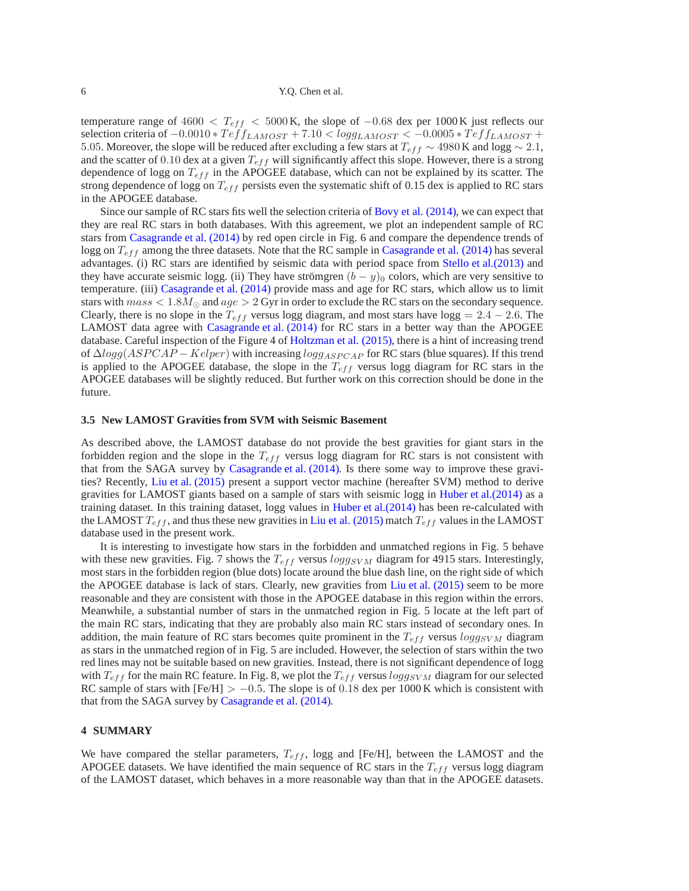temperature range of $4600 < T_{eff} < 5000$ K, the slope of $-0.68$ dex per 1000 K just reflects our selection criteria of $-0.0010 * Teff_{LAMOST} + 7.10 < logg_{LAMOST} < -0.0005 * Teff_{LAMOST} + 5.05$. Moreover, the slope will be reduced after excluding a few stars at $T_{eff} \sim 4980$ K and logg $\sim 2.1$, and the scatter of 0.10 dex at a given $T_{eff}$ will significantly affect this slope. However, there is a strong dependence of logg on $T_{eff}$ in the APOGEE database, which can not be explained by its scatter. The strong dependence of logg on $T_{eff}$ persists even the systematic shift of 0.15 dex is applied to RC stars in the APOGEE database.

Since our sample of RC stars fits well the selection criteria of Bovy et al. (2014), we can expect that they are real RC stars in both databases. With this agreement, we plot an independent sample of RC stars from Casagrande et al. (2014) by red open circle in Fig. 6 and compare the dependence trends of logg on $T_{eff}$ among the three datasets. Note that the RC sample in Casagrande et al. (2014) has several advantages. (i) RC stars are identified by seismic data with period space from Stello et al.(2013) and they have accurate seismic logg. (ii) They have strömgren $(b-y)_0$ colors, which are very sensitive to temperature. (iii) Casagrande et al. (2014) provide mass and age for RC stars, which allow us to limit stars with $mass < 1.8 M_{\odot}$ and $age > 2$ Gyr in order to exclude the RC stars on the secondary sequence. Clearly, there is no slope in the $T_{eff}$ versus logg diagram, and most stars have logg $= 2.4-2.6$. The LAMOST data agree with Casagrande et al. (2014) for RC stars in a better way than the APOGEE database. Careful inspection of the Figure 4 of Holtzman et al. (2015), there is a hint of increasing trend of $\Delta logg(ASPCAP - Kelper)$ with increasing $logg_{ASPCAP}$ for RC stars (blue squares). If this trend is applied to the APOGEE database, the slope in the $T_{eff}$ versus logg diagram for RC stars in the APOGEE databases will be slightly reduced. But further work on this correction should be done in the future.

### 3.5 New LAMOST Gravities from SVM with Seismic Basement

As described above, the LAMOST database do not provide the best gravities for giant stars in the forbidden region and the slope in the $T_{eff}$ versus logg diagram for RC stars is not consistent with that from the SAGA survey by Casagrande et al. (2014). Is there some way to improve these gravities? Recently, Liu et al. (2015) present a support vector machine (hereafter SVM) method to derive gravities for LAMOST giants based on a sample of stars with seismic logg in Huber et al.(2014) as a training dataset. In this training dataset, logg values in Huber et al.(2014) has been re-calculated with the LAMOST $T_{eff}$, and thus these new gravities in Liu et al. (2015) match $T_{eff}$ values in the LAMOST database used in the present work.

It is interesting to investigate how stars in the forbidden and unmatched regions in Fig. 5 behave with these new gravities. Fig. 7 shows the $T_{eff}$ versus $logg_{SVM}$ diagram for 4915 stars. Interestingly, most stars in the forbidden region (blue dots) locate around the blue dash line, on the right side of which the APOGEE database is lack of stars. Clearly, new gravities from Liu et al. (2015) seem to be more reasonable and they are consistent with those in the APOGEE database in this region within the errors. Meanwhile, a substantial number of stars in the unmatched region in Fig. 5 locate at the left part of the main RC stars, indicating that they are probably also main RC stars instead of secondary ones. In addition, the main feature of RC stars becomes quite prominent in the $T_{eff}$ versus $logg_{SVM}$ diagram as stars in the unmatched region of in Fig. 5 are included. However, the selection of stars within the two red lines may not be suitable based on new gravities. Instead, there is not significant dependence of logg with $T_{eff}$ for the main RC feature. In Fig. 8, we plot the $T_{eff}$ versus $logg_{SVM}$ diagram for our selected RC sample of stars with [Fe/H] $> -0.5$. The slope is of 0.18 dex per 1000 K which is consistent with that from the SAGA survey by Casagrande et al. (2014).

## 4 SUMMARY

We have compared the stellar parameters, $T_{eff}$, logg and [Fe/H], between the LAMOST and the APOGEE datasets. We have identified the main sequence of RC stars in the $T_{eff}$ versus logg diagram of the LAMOST dataset, which behaves in a more reasonable way than that in the APOGEE datasets.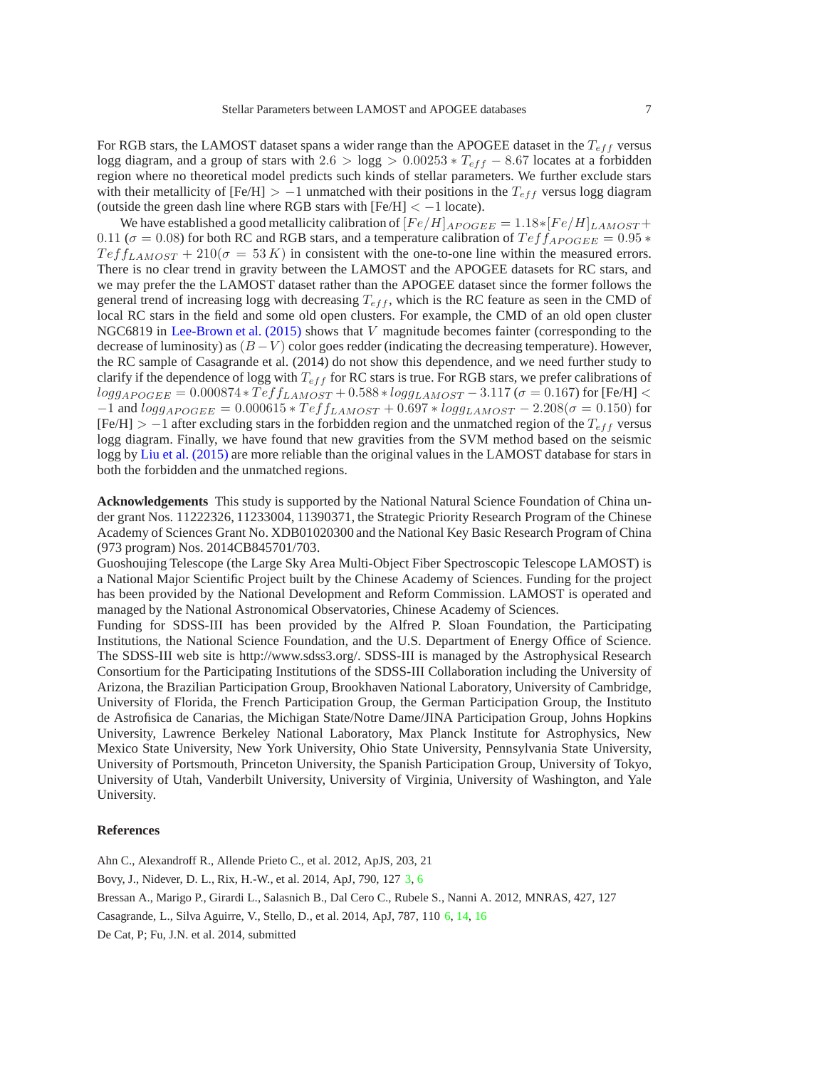For RGB stars, the LAMOST dataset spans a wider range than the APOGEE dataset in the $T_{eff}$ versus logg diagram, and a group of stars with $2.6 >$ logg $> 0.00253 * T_{eff} - 8.67$ locates at a forbidden region where no theoretical model predicts such kinds of stellar parameters. We further exclude stars with their metallicity of [Fe/H] $> -1$ unmatched with their positions in the $T_{eff}$ versus logg diagram (outside the green dash line where RGB stars with [Fe/H] $< -1$ locate).

We have established a good metallicity calibration of $[Fe/H]_{APOGEE} = 1.18*[Fe/H]_{LAMOST} + 0.11$ ($\sigma = 0.08$) for both RC and RGB stars, and a temperature calibration of $Teff_{APOGEE} = 0.95 * Teff_{LAMOST} + 210(\sigma = 53\,K)$ in consistent with the one-to-one line within the measured errors. There is no clear trend in gravity between the LAMOST and the APOGEE datasets for RC stars, and we may prefer the the LAMOST dataset rather than the APOGEE dataset since the former follows the general trend of increasing logg with decreasing $T_{eff}$, which is the RC feature as seen in the CMD of local RC stars in the field and some old open clusters. For example, the CMD of an old open cluster NGC6819 in Lee-Brown et al. (2015) shows that $V$ magnitude becomes fainter (corresponding to the decrease of luminosity) as $(B-V)$ color goes redder (indicating the decreasing temperature). However, the RC sample of Casagrande et al. (2014) do not show this dependence, and we need further study to clarify if the dependence of logg with $T_{eff}$ for RC stars is true. For RGB stars, we prefer calibrations of $logg_{APOGEE} = 0.000874 * Teff_{LAMOST} + 0.588 * logg_{LAMOST} - 3.117$ ($\sigma = 0.167$) for [Fe/H] $< -1$ and $logg_{APOGEE} = 0.000615 * Teff_{LAMOST} + 0.697 * logg_{LAMOST} - 2.208(\sigma = 0.150)$ for [Fe/H] $> -1$ after excluding stars in the forbidden region and the unmatched region of the $T_{eff}$ versus logg diagram. Finally, we have found that new gravities from the SVM method based on the seismic logg by Liu et al. (2015) are more reliable than the original values in the LAMOST database for stars in both the forbidden and the unmatched regions.

**Acknowledgements** This study is supported by the National Natural Science Foundation of China under grant Nos. 11222326, 11233004, 11390371, the Strategic Priority Research Program of the Chinese Academy of Sciences Grant No. XDB01020300 and the National Key Basic Research Program of China (973 program) Nos. 2014CB845701/703.
Guoshoujing Telescope (the Large Sky Area Multi-Object Fiber Spectroscopic Telescope LAMOST) is a National Major Scientific Project built by the Chinese Academy of Sciences. Funding for the project has been provided by the National Development and Reform Commission. LAMOST is operated and managed by the National Astronomical Observatories, Chinese Academy of Sciences.
Funding for SDSS-III has been provided by the Alfred P. Sloan Foundation, the Participating Institutions, the National Science Foundation, and the U.S. Department of Energy Office of Science. The SDSS-III web site is http://www.sdss3.org/. SDSS-III is managed by the Astrophysical Research Consortium for the Participating Institutions of the SDSS-III Collaboration including the University of Arizona, the Brazilian Participation Group, Brookhaven National Laboratory, University of Cambridge, University of Florida, the French Participation Group, the German Participation Group, the Instituto de Astrofisica de Canarias, the Michigan State/Notre Dame/JINA Participation Group, Johns Hopkins University, Lawrence Berkeley National Laboratory, Max Planck Institute for Astrophysics, New Mexico State University, New York University, Ohio State University, Pennsylvania State University, University of Portsmouth, Princeton University, the Spanish Participation Group, University of Tokyo, University of Utah, Vanderbilt University, University of Virginia, University of Washington, and Yale University.

## References

Ahn C., Alexandroff R., Allende Prieto C., et al. 2012, ApJS, 203, 21

Bovy, J., Nidever, D. L., Rix, H.-W., et al. 2014, ApJ, 790, 127 3, 6

Bressan A., Marigo P., Girardi L., Salasnich B., Dal Cero C., Rubele S., Nanni A. 2012, MNRAS, 427, 127

Casagrande, L., Silva Aguirre, V., Stello, D., et al. 2014, ApJ, 787, 110 6, 14, 16

De Cat, P; Fu, J.N. et al. 2014, submitted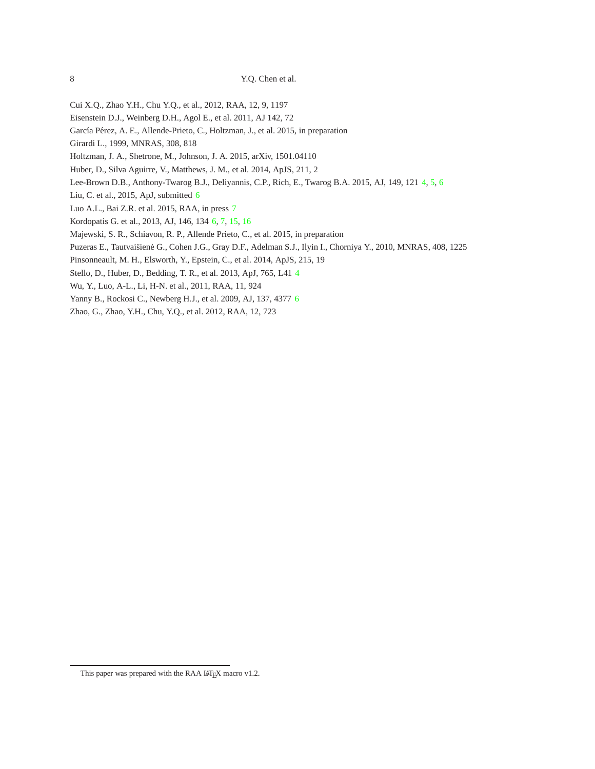Cui X.Q., Zhao Y.H., Chu Y.Q., et al., 2012, RAA, 12, 9, 1197

Eisenstein D.J., Weinberg D.H., Agol E., et al. 2011, AJ 142, 72

García Pérez, A. E., Allende-Prieto, C., Holtzman, J., et al. 2015, in preparation

Girardi L., 1999, MNRAS, 308, 818

Holtzman, J. A., Shetrone, M., Johnson, J. A. 2015, arXiv, 1501.04110

Huber, D., Silva Aguirre, V., Matthews, J. M., et al. 2014, ApJS, 211, 2

Lee-Brown D.B., Anthony-Twarog B.J., Deliyannis, C.P., Rich, E., Twarog B.A. 2015, AJ, 149, 121 4, 5, 6

Liu, C. et al., 2015, ApJ, submitted 6

Luo A.L., Bai Z.R. et al. 2015, RAA, in press 7

Kordopatis G. et al., 2013, AJ, 146, 134 6, 7, 15, 16

Majewski, S. R., Schiavon, R. P., Allende Prieto, C., et al. 2015, in preparation

Puzeras E., Tautvaišienė G., Cohen J.G., Gray D.F., Adelman S.J., Ilyin I., Chorniya Y., 2010, MNRAS, 408, 1225

Pinsonneault, M. H., Elsworth, Y., Epstein, C., et al. 2014, ApJS, 215, 19

Stello, D., Huber, D., Bedding, T. R., et al. 2013, ApJ, 765, L41 4

Wu, Y., Luo, A-L., Li, H-N. et al., 2011, RAA, 11, 924

Yanny B., Rockosi C., Newberg H.J., et al. 2009, AJ, 137, 4377 6

Zhao, G., Zhao, Y.H., Chu, Y.Q., et al. 2012, RAA, 12, 723

---

This paper was prepared with the RAA LaTeX macro v1.2.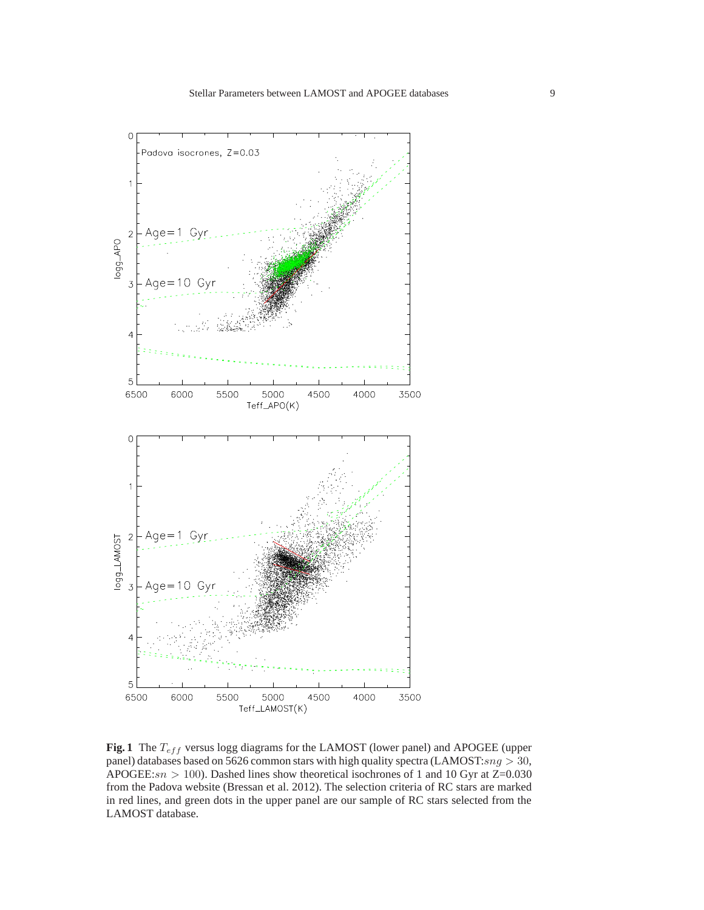**Fig. 1** The $T_{eff}$ versus logg diagrams for the LAMOST (lower panel) and APOGEE (upper panel) databases based on 5626 common stars with high quality spectra (LAMOST:$sng > 30$, APOGEE:$sn > 100$). Dashed lines show theoretical isochrones of 1 and 10 Gyr at Z=0.030 from the Padova website (Bressan et al. 2012). The selection criteria of RC stars are marked in red lines, and green dots in the upper panel are our sample of RC stars selected from the LAMOST database.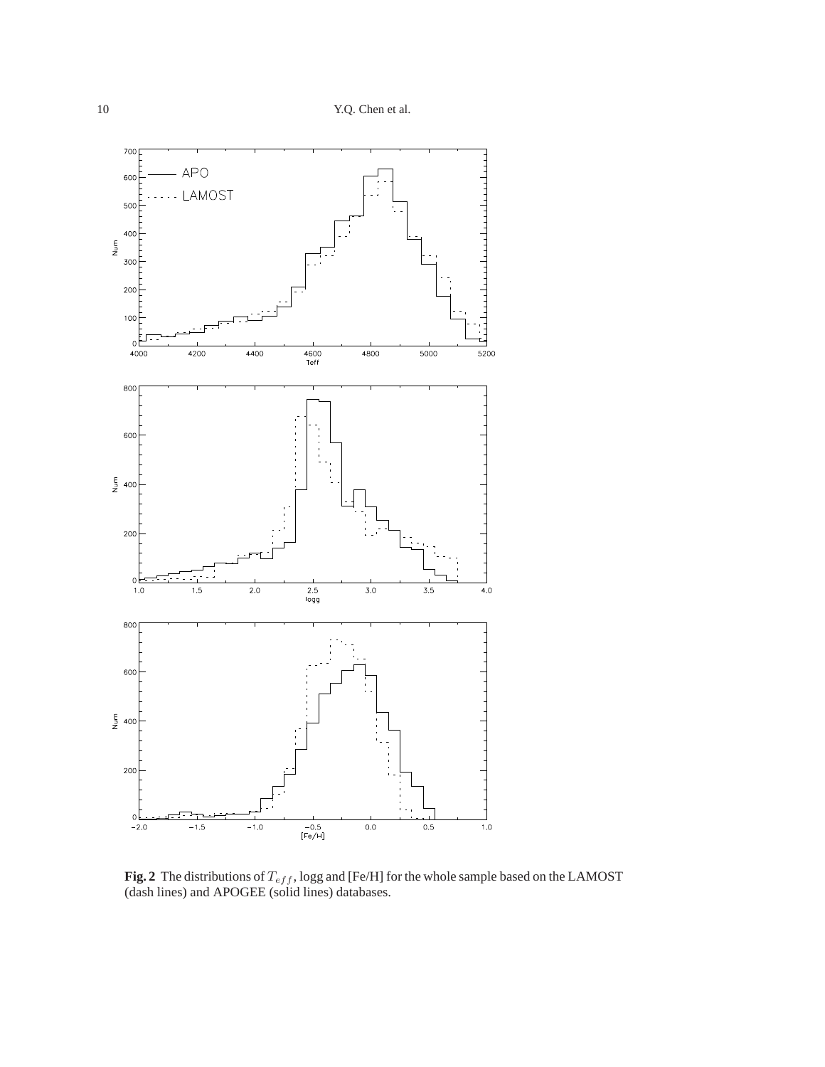**Fig. 2** The distributions of $T_{eff}$, logg and [Fe/H] for the whole sample based on the LAMOST (dash lines) and APOGEE (solid lines) databases.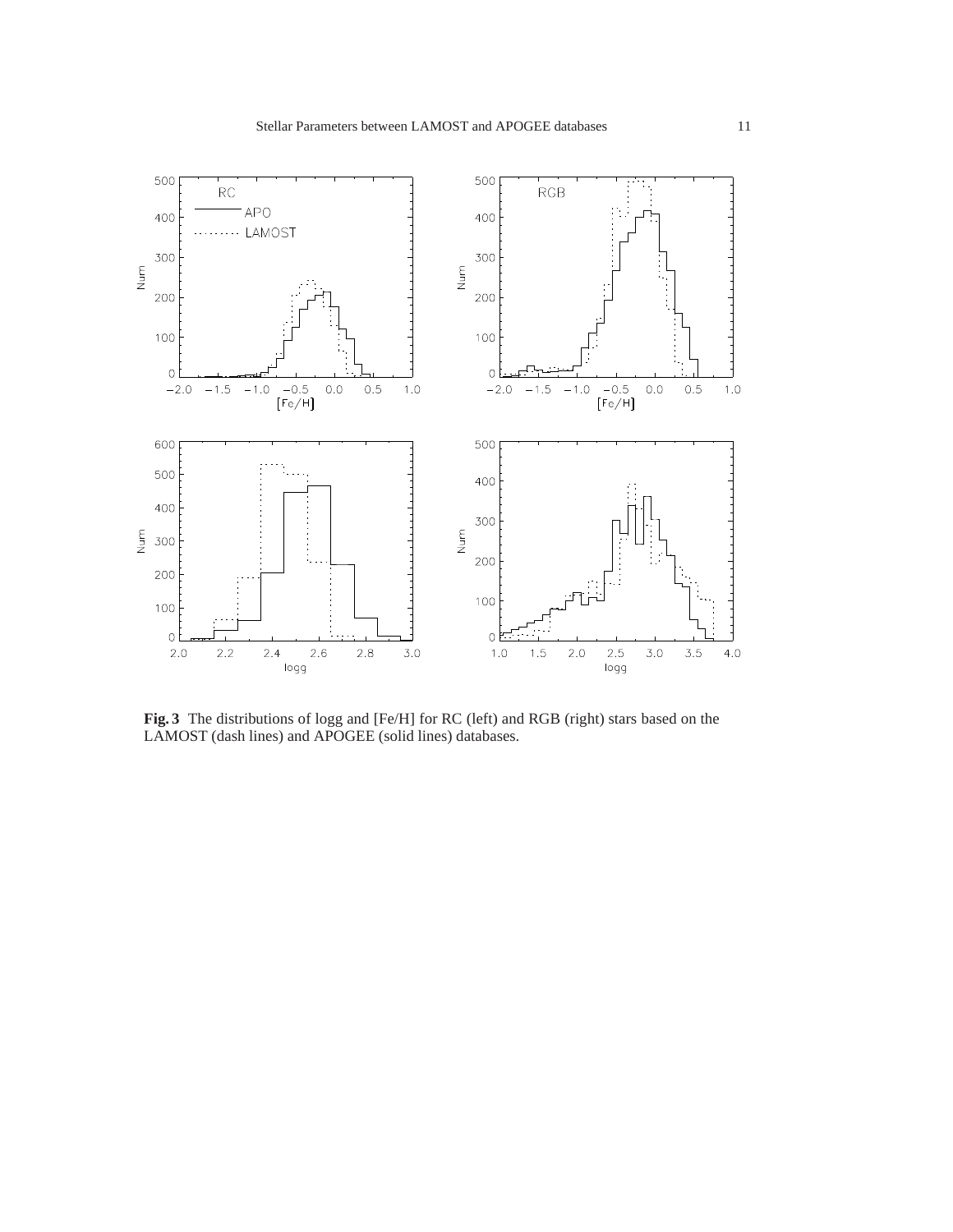**Fig. 3** The distributions of logg and [Fe/H] for RC (left) and RGB (right) stars based on the LAMOST (dash lines) and APOGEE (solid lines) databases.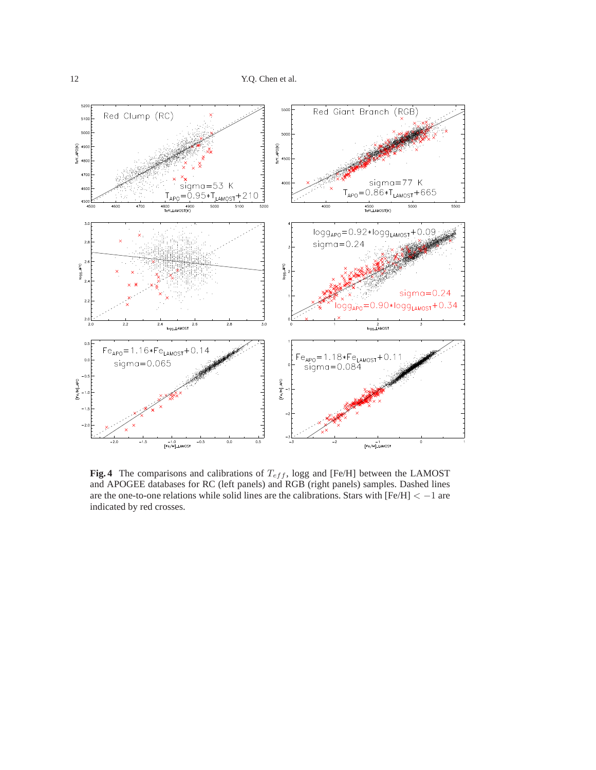**Fig. 4** The comparisons and calibrations of $T_{eff}$, logg and [Fe/H] between the LAMOST and APOGEE databases for RC (left panels) and RGB (right panels) samples. Dashed lines are the one-to-one relations while solid lines are the calibrations. Stars with [Fe/H] $< -1$ are indicated by red crosses.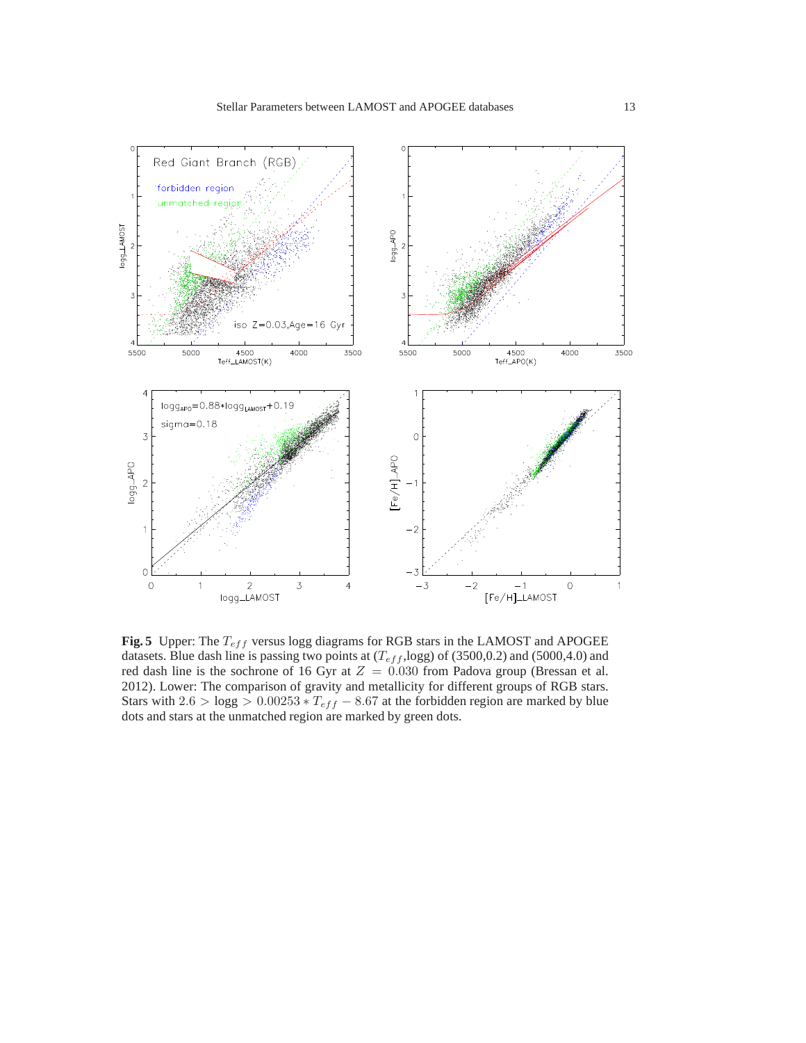**Fig. 5** Upper: The $T_{eff}$ versus logg diagrams for RGB stars in the LAMOST and APOGEE datasets. Blue dash line is passing two points at ($T_{eff}$,logg) of (3500,0.2) and (5000,4.0) and red dash line is the sochrone of 16 Gyr at $Z = 0.030$ from Padova group (Bressan et al. 2012). Lower: The comparison of gravity and metallicity for different groups of RGB stars. Stars with $2.6 >$ logg $> 0.00253 * T_{eff} - 8.67$ at the forbidden region are marked by blue dots and stars at the unmatched region are marked by green dots.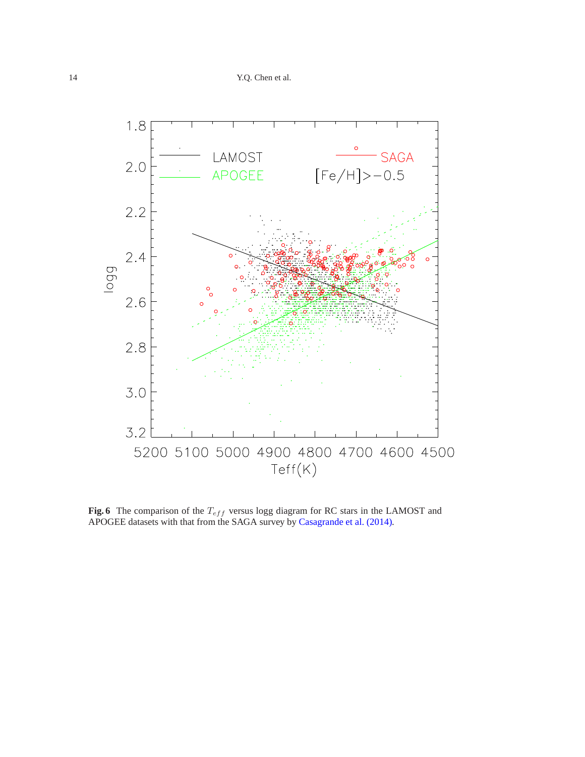**Fig. 6** The comparison of the $T_{eff}$ versus logg diagram for RC stars in the LAMOST and APOGEE datasets with that from the SAGA survey by Casagrande et al. (2014).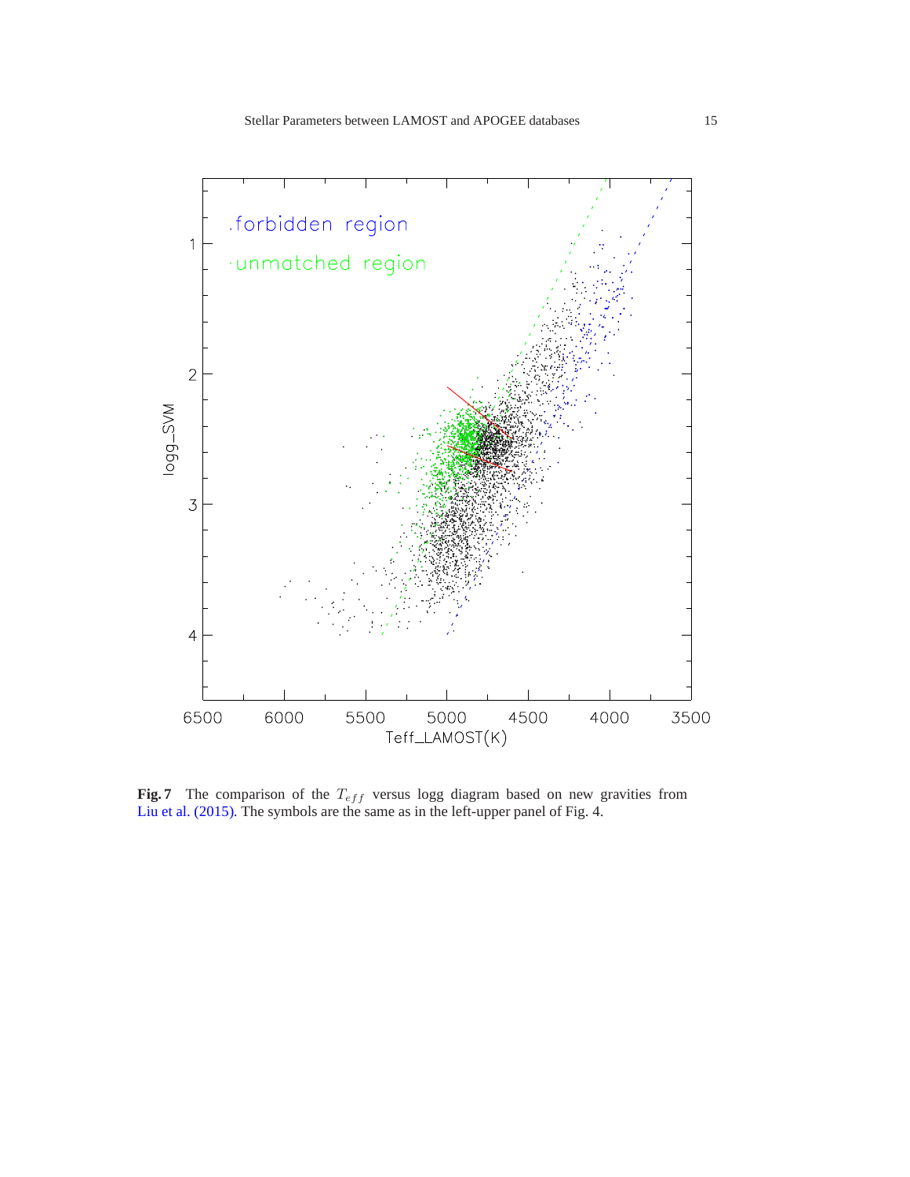**Fig. 7** The comparison of the $T_{eff}$ versus logg diagram based on new gravities from Liu et al. (2015). The symbols are the same as in the left-upper panel of Fig. 4.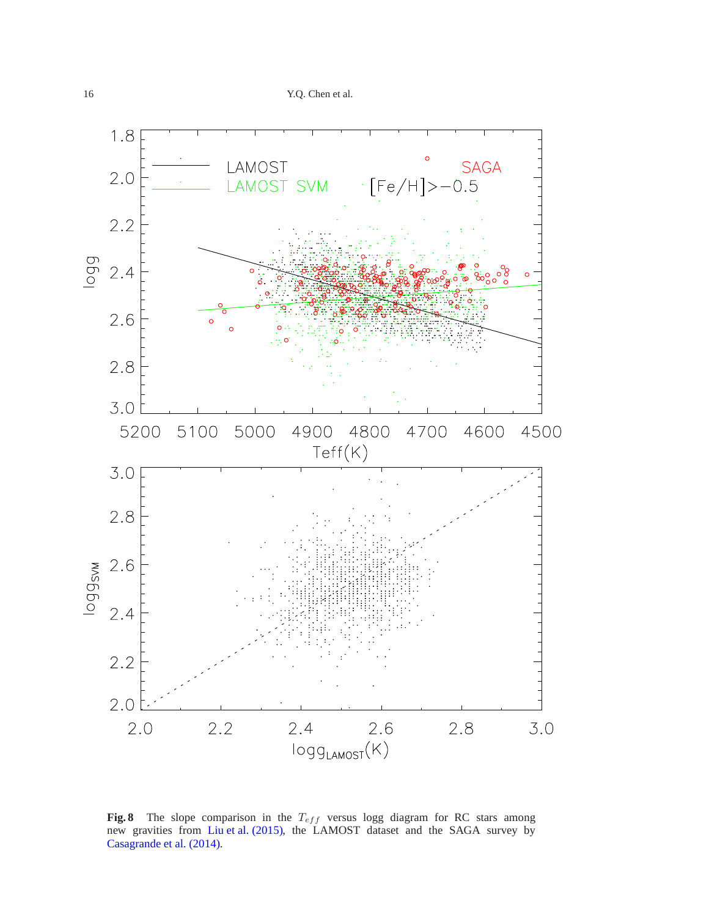LAMOST

LAMOST SVM

SAGA

[Fe/H]>−0.5

logg

1.8
2.0
2.2
2.4
2.6
2.8
3.0

5200 5100 5000 4900 4800 4700 4600 4500

Teff(K)

loggSVM

3.0
2.8
2.6
2.4
2.2
2.0

2.0 2.2 2.4 2.6 2.8 3.0

loggLAMOST(K)

**Fig. 8** The slope comparison in the $T_{eff}$ versus logg diagram for RC stars among new gravities from Liu et al. (2015), the LAMOST dataset and the SAGA survey by Casagrande et al. (2014).